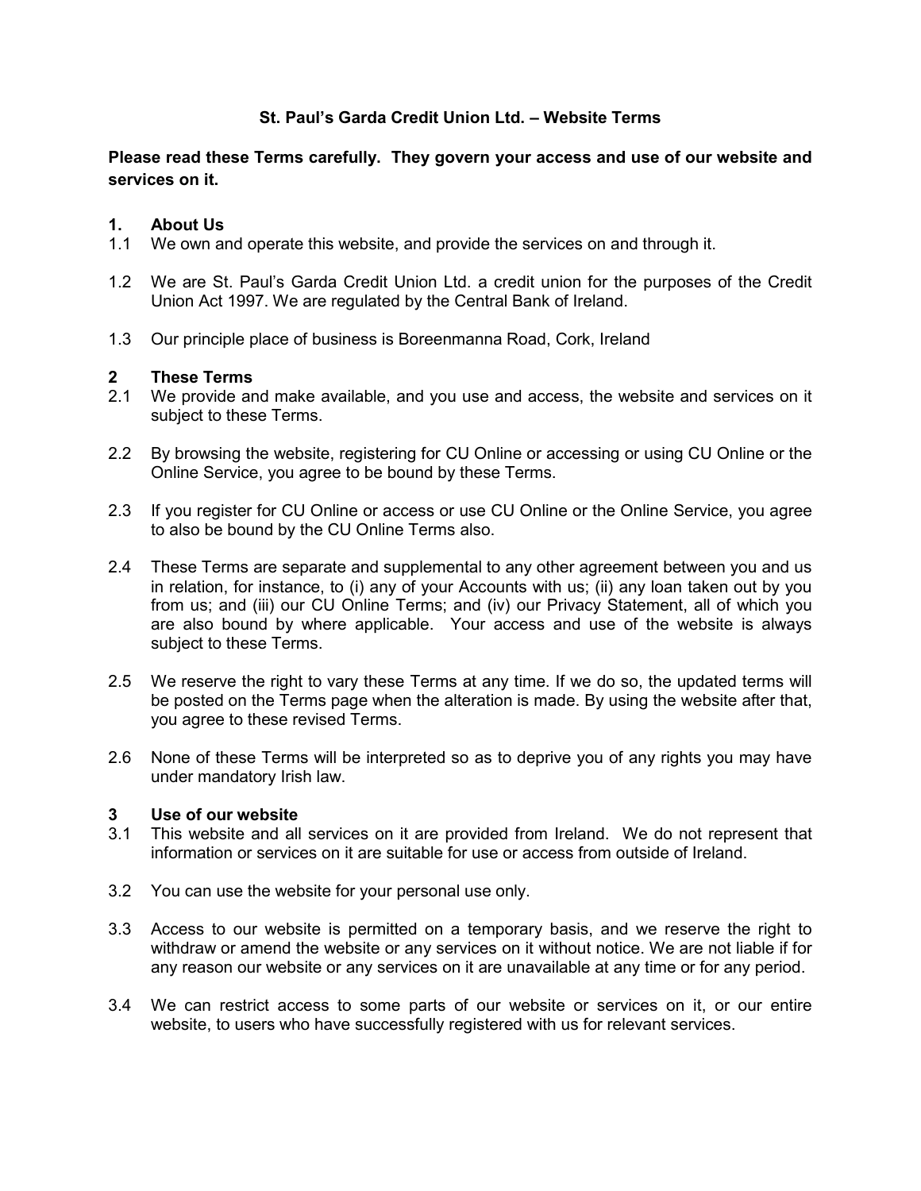# St. Paul's Garda Credit Union Ltd. – Website Terms

**Please read these Terms carefully. They govern your access and use of our website and services on it.**

## 1. About Us

1.1 We own and operate this website, and provide the services on and through it.

1.2 We are St. Paul's Garda Credit Union Ltd. a credit union for the purposes of the Credit Union Act 1997. We are regulated by the Central Bank of Ireland.

1.3 Our principle place of business is Boreenmanna Road, Cork, Ireland

## 2 These Terms

2.1 We provide and make available, and you use and access, the website and services on it subject to these Terms.

2.2 By browsing the website, registering for CU Online or accessing or using CU Online or the Online Service, you agree to be bound by these Terms.

2.3 If you register for CU Online or access or use CU Online or the Online Service, you agree to also be bound by the CU Online Terms also.

2.4 These Terms are separate and supplemental to any other agreement between you and us in relation, for instance, to (i) any of your Accounts with us; (ii) any loan taken out by you from us; and (iii) our CU Online Terms; and (iv) our Privacy Statement, all of which you are also bound by where applicable. Your access and use of the website is always subject to these Terms.

2.5 We reserve the right to vary these Terms at any time. If we do so, the updated terms will be posted on the Terms page when the alteration is made. By using the website after that, you agree to these revised Terms.

2.6 None of these Terms will be interpreted so as to deprive you of any rights you may have under mandatory Irish law.

## 3 Use of our website

3.1 This website and all services on it are provided from Ireland. We do not represent that information or services on it are suitable for use or access from outside of Ireland.

3.2 You can use the website for your personal use only.

3.3 Access to our website is permitted on a temporary basis, and we reserve the right to withdraw or amend the website or any services on it without notice. We are not liable if for any reason our website or any services on it are unavailable at any time or for any period.

3.4 We can restrict access to some parts of our website or services on it, or our entire website, to users who have successfully registered with us for relevant services.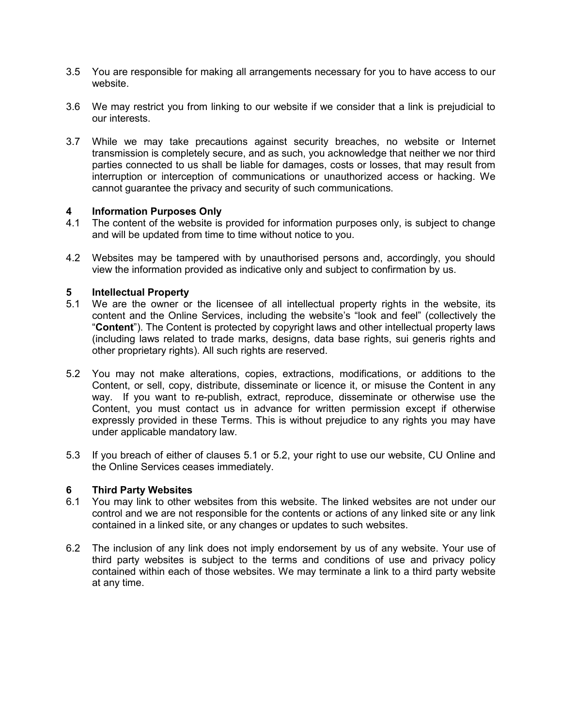3.5 You are responsible for making all arrangements necessary for you to have access to our website.

3.6 We may restrict you from linking to our website if we consider that a link is prejudicial to our interests.

3.7 While we may take precautions against security breaches, no website or Internet transmission is completely secure, and as such, you acknowledge that neither we nor third parties connected to us shall be liable for damages, costs or losses, that may result from interruption or interception of communications or unauthorized access or hacking. We cannot guarantee the privacy and security of such communications.

**4 Information Purposes Only**

4.1 The content of the website is provided for information purposes only, is subject to change and will be updated from time to time without notice to you.

4.2 Websites may be tampered with by unauthorised persons and, accordingly, you should view the information provided as indicative only and subject to confirmation by us.

**5 Intellectual Property**

5.1 We are the owner or the licensee of all intellectual property rights in the website, its content and the Online Services, including the website's "look and feel" (collectively the "**Content**"). The Content is protected by copyright laws and other intellectual property laws (including laws related to trade marks, designs, data base rights, sui generis rights and other proprietary rights). All such rights are reserved.

5.2 You may not make alterations, copies, extractions, modifications, or additions to the Content, or sell, copy, distribute, disseminate or licence it, or misuse the Content in any way. If you want to re-publish, extract, reproduce, disseminate or otherwise use the Content, you must contact us in advance for written permission except if otherwise expressly provided in these Terms. This is without prejudice to any rights you may have under applicable mandatory law.

5.3 If you breach of either of clauses 5.1 or 5.2, your right to use our website, CU Online and the Online Services ceases immediately.

**6 Third Party Websites**

6.1 You may link to other websites from this website. The linked websites are not under our control and we are not responsible for the contents or actions of any linked site or any link contained in a linked site, or any changes or updates to such websites.

6.2 The inclusion of any link does not imply endorsement by us of any website. Your use of third party websites is subject to the terms and conditions of use and privacy policy contained within each of those websites. We may terminate a link to a third party website at any time.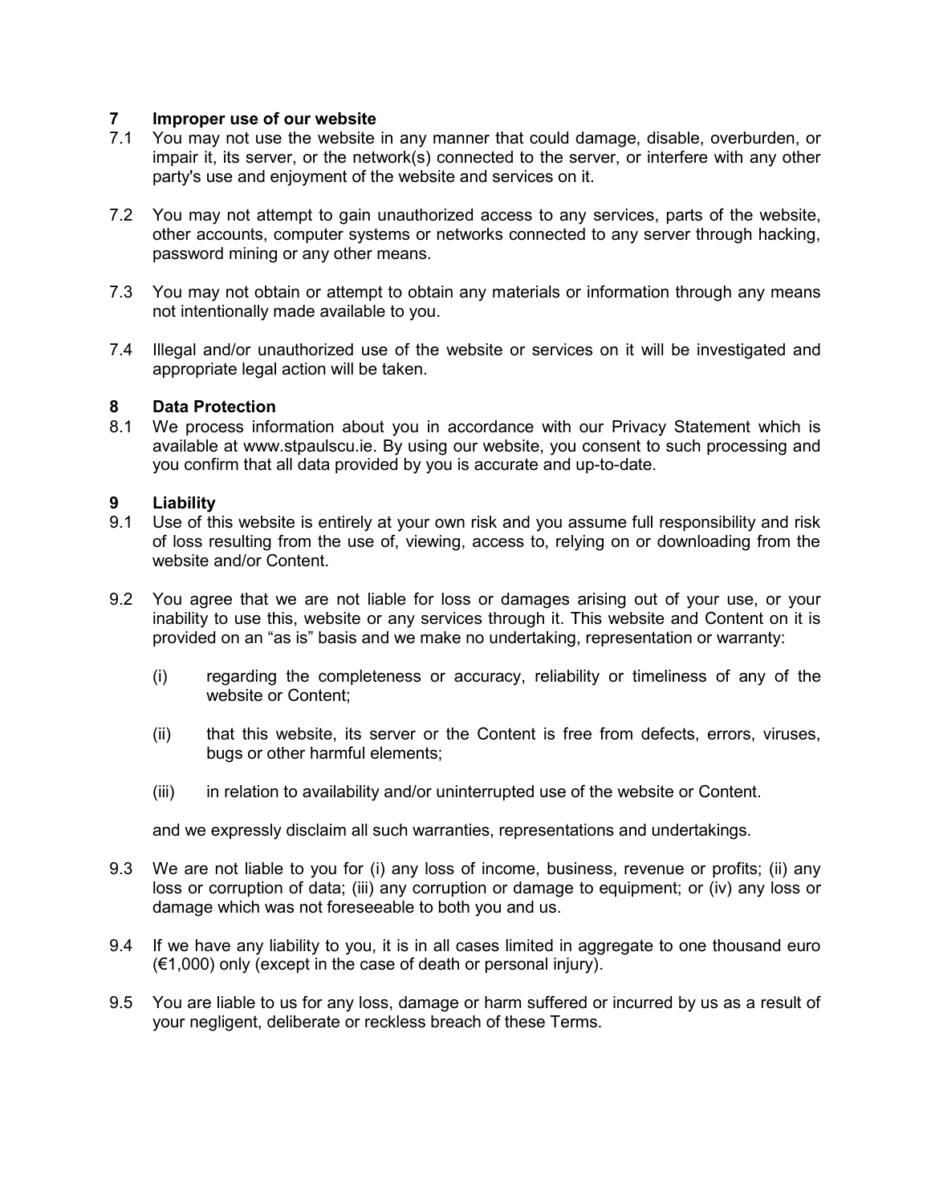## 7 Improper use of our website

7.1 You may not use the website in any manner that could damage, disable, overburden, or impair it, its server, or the network(s) connected to the server, or interfere with any other party's use and enjoyment of the website and services on it.

7.2 You may not attempt to gain unauthorized access to any services, parts of the website, other accounts, computer systems or networks connected to any server through hacking, password mining or any other means.

7.3 You may not obtain or attempt to obtain any materials or information through any means not intentionally made available to you.

7.4 Illegal and/or unauthorized use of the website or services on it will be investigated and appropriate legal action will be taken.

## 8 Data Protection

8.1 We process information about you in accordance with our Privacy Statement which is available at www.stpaulscu.ie. By using our website, you consent to such processing and you confirm that all data provided by you is accurate and up-to-date.

## 9 Liability

9.1 Use of this website is entirely at your own risk and you assume full responsibility and risk of loss resulting from the use of, viewing, access to, relying on or downloading from the website and/or Content.

9.2 You agree that we are not liable for loss or damages arising out of your use, or your inability to use this, website or any services through it. This website and Content on it is provided on an “as is” basis and we make no undertaking, representation or warranty:

(i) regarding the completeness or accuracy, reliability or timeliness of any of the website or Content;

(ii) that this website, its server or the Content is free from defects, errors, viruses, bugs or other harmful elements;

(iii) in relation to availability and/or uninterrupted use of the website or Content.

and we expressly disclaim all such warranties, representations and undertakings.

9.3 We are not liable to you for (i) any loss of income, business, revenue or profits; (ii) any loss or corruption of data; (iii) any corruption or damage to equipment; or (iv) any loss or damage which was not foreseeable to both you and us.

9.4 If we have any liability to you, it is in all cases limited in aggregate to one thousand euro (€1,000) only (except in the case of death or personal injury).

9.5 You are liable to us for any loss, damage or harm suffered or incurred by us as a result of your negligent, deliberate or reckless breach of these Terms.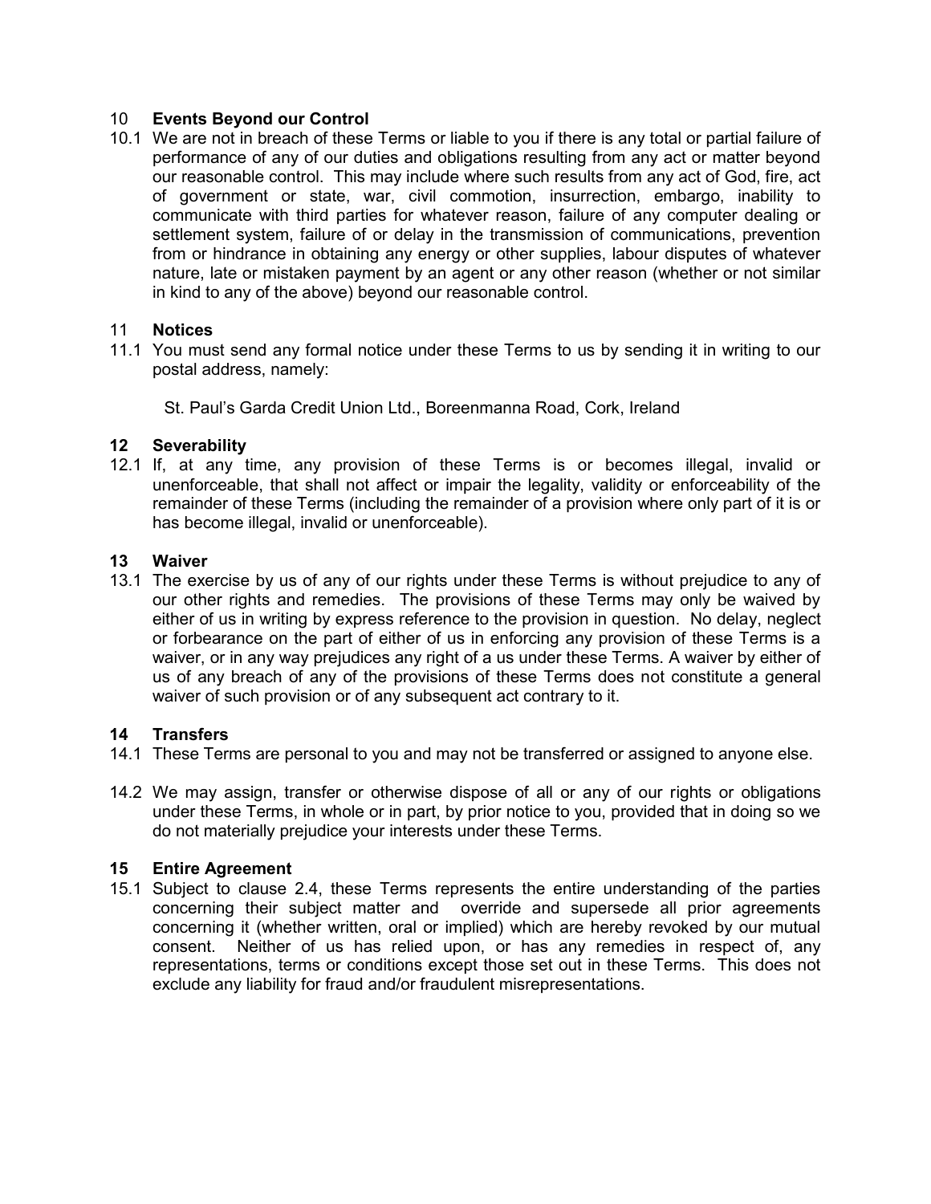## 10 Events Beyond our Control

10.1 We are not in breach of these Terms or liable to you if there is any total or partial failure of performance of any of our duties and obligations resulting from any act or matter beyond our reasonable control. This may include where such results from any act of God, fire, act of government or state, war, civil commotion, insurrection, embargo, inability to communicate with third parties for whatever reason, failure of any computer dealing or settlement system, failure of or delay in the transmission of communications, prevention from or hindrance in obtaining any energy or other supplies, labour disputes of whatever nature, late or mistaken payment by an agent or any other reason (whether or not similar in kind to any of the above) beyond our reasonable control.

## 11 Notices

11.1 You must send any formal notice under these Terms to us by sending it in writing to our postal address, namely:

St. Paul's Garda Credit Union Ltd., Boreenmanna Road, Cork, Ireland

## 12 Severability

12.1 If, at any time, any provision of these Terms is or becomes illegal, invalid or unenforceable, that shall not affect or impair the legality, validity or enforceability of the remainder of these Terms (including the remainder of a provision where only part of it is or has become illegal, invalid or unenforceable).

## 13 Waiver

13.1 The exercise by us of any of our rights under these Terms is without prejudice to any of our other rights and remedies. The provisions of these Terms may only be waived by either of us in writing by express reference to the provision in question. No delay, neglect or forbearance on the part of either of us in enforcing any provision of these Terms is a waiver, or in any way prejudices any right of a us under these Terms. A waiver by either of us of any breach of any of the provisions of these Terms does not constitute a general waiver of such provision or of any subsequent act contrary to it.

## 14 Transfers

14.1 These Terms are personal to you and may not be transferred or assigned to anyone else.

14.2 We may assign, transfer or otherwise dispose of all or any of our rights or obligations under these Terms, in whole or in part, by prior notice to you, provided that in doing so we do not materially prejudice your interests under these Terms.

## 15 Entire Agreement

15.1 Subject to clause 2.4, these Terms represents the entire understanding of the parties concerning their subject matter and override and supersede all prior agreements concerning it (whether written, oral or implied) which are hereby revoked by our mutual consent. Neither of us has relied upon, or has any remedies in respect of, any representations, terms or conditions except those set out in these Terms. This does not exclude any liability for fraud and/or fraudulent misrepresentations.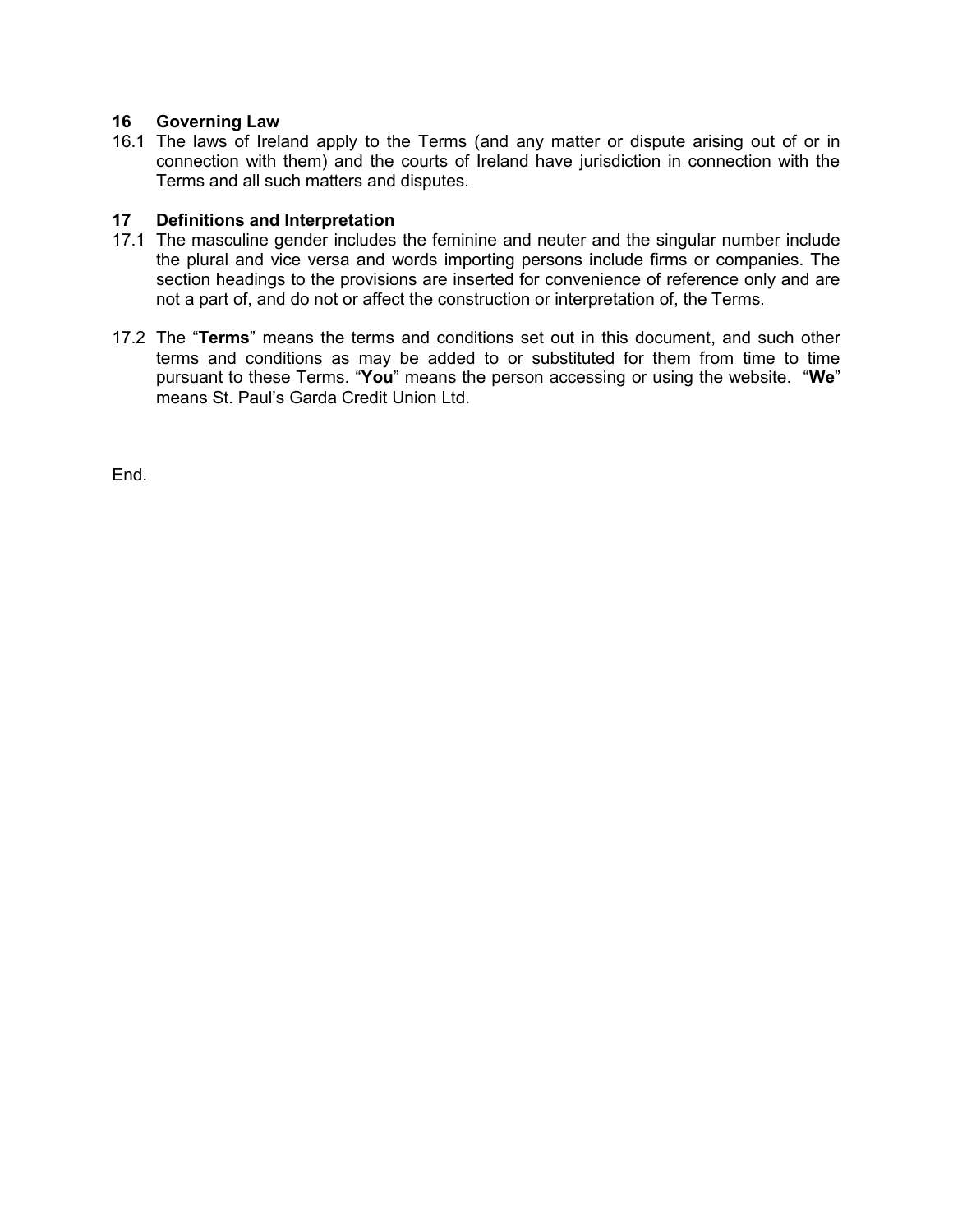## 16 Governing Law

16.1 The laws of Ireland apply to the Terms (and any matter or dispute arising out of or in connection with them) and the courts of Ireland have jurisdiction in connection with the Terms and all such matters and disputes.

## 17 Definitions and Interpretation

17.1 The masculine gender includes the feminine and neuter and the singular number include the plural and vice versa and words importing persons include firms or companies. The section headings to the provisions are inserted for convenience of reference only and are not a part of, and do not or affect the construction or interpretation of, the Terms.

17.2 The "**Terms**" means the terms and conditions set out in this document, and such other terms and conditions as may be added to or substituted for them from time to time pursuant to these Terms. "**You**" means the person accessing or using the website. "**We**" means St. Paul's Garda Credit Union Ltd.

End.